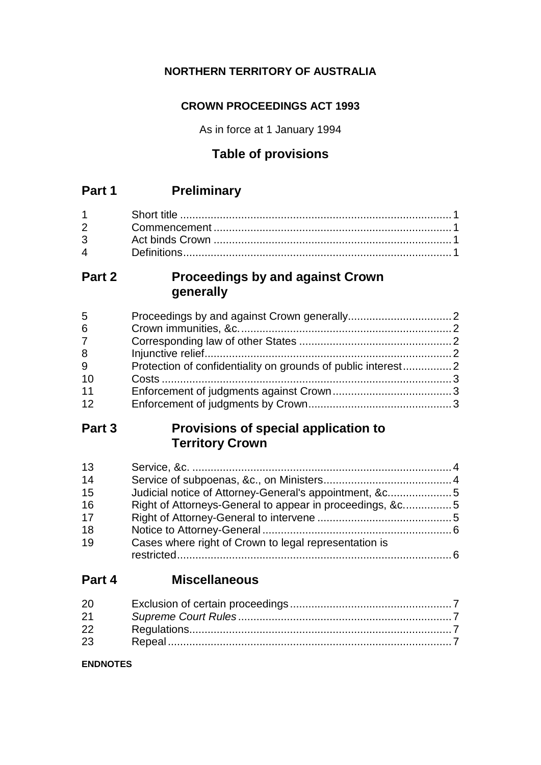**NORTHERN TERRITORY OF AUSTRALIA**

**CROWN PROCEEDINGS ACT 1993**

As in force at 1 January 1994

## Table of provisions

## Part 1 Preliminary

| | | |
|---|---|---|
| 1 | Short title | 1 |
| 2 | Commencement | 1 |
| 3 | Act binds Crown | 1 |
| 4 | Definitions | 1 |

## Part 2 Proceedings by and against Crown generally

| | | |
|---|---|---|
| 5 | Proceedings by and against Crown generally | 2 |
| 6 | Crown immunities, &c. | 2 |
| 7 | Corresponding law of other States | 2 |
| 8 | Injunctive relief | 2 |
| 9 | Protection of confidentiality on grounds of public interest | 2 |
| 10 | Costs | 3 |
| 11 | Enforcement of judgments against Crown | 3 |
| 12 | Enforcement of judgments by Crown | 3 |

## Part 3 Provisions of special application to Territory Crown

| | | |
|---|---|---|
| 13 | Service, &c. | 4 |
| 14 | Service of subpoenas, &c., on Ministers | 4 |
| 15 | Judicial notice of Attorney-General's appointment, &c. | 5 |
| 16 | Right of Attorneys-General to appear in proceedings, &c. | 5 |
| 17 | Right of Attorney-General to intervene | 5 |
| 18 | Notice to Attorney-General | 6 |
| 19 | Cases where right of Crown to legal representation is restricted | 6 |

## Part 4 Miscellaneous

| | | |
|---|---|---|
| 20 | Exclusion of certain proceedings | 7 |
| 21 | *Supreme Court Rules* | 7 |
| 22 | Regulations | 7 |
| 23 | Repeal | 7 |

**ENDNOTES**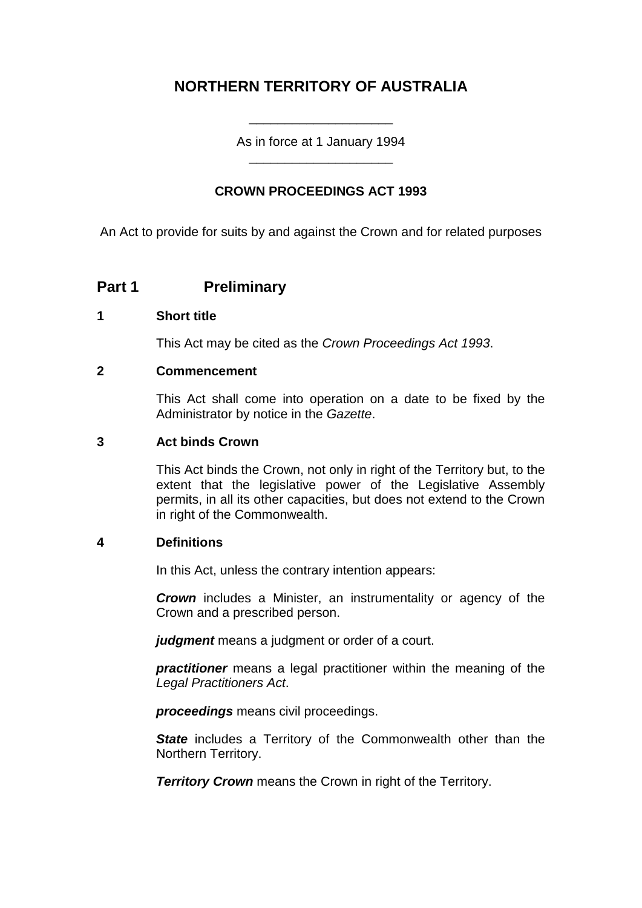# NORTHERN TERRITORY OF AUSTRALIA

As in force at 1 January 1994

## CROWN PROCEEDINGS ACT 1993

An Act to provide for suits by and against the Crown and for related purposes

## Part 1 Preliminary

### 1 Short title

This Act may be cited as the *Crown Proceedings Act 1993*.

### 2 Commencement

This Act shall come into operation on a date to be fixed by the Administrator by notice in the *Gazette*.

### 3 Act binds Crown

This Act binds the Crown, not only in right of the Territory but, to the extent that the legislative power of the Legislative Assembly permits, in all its other capacities, but does not extend to the Crown in right of the Commonwealth.

### 4 Definitions

In this Act, unless the contrary intention appears:

***Crown*** includes a Minister, an instrumentality or agency of the Crown and a prescribed person.

***judgment*** means a judgment or order of a court.

***practitioner*** means a legal practitioner within the meaning of the *Legal Practitioners Act*.

***proceedings*** means civil proceedings.

***State*** includes a Territory of the Commonwealth other than the Northern Territory.

***Territory Crown*** means the Crown in right of the Territory.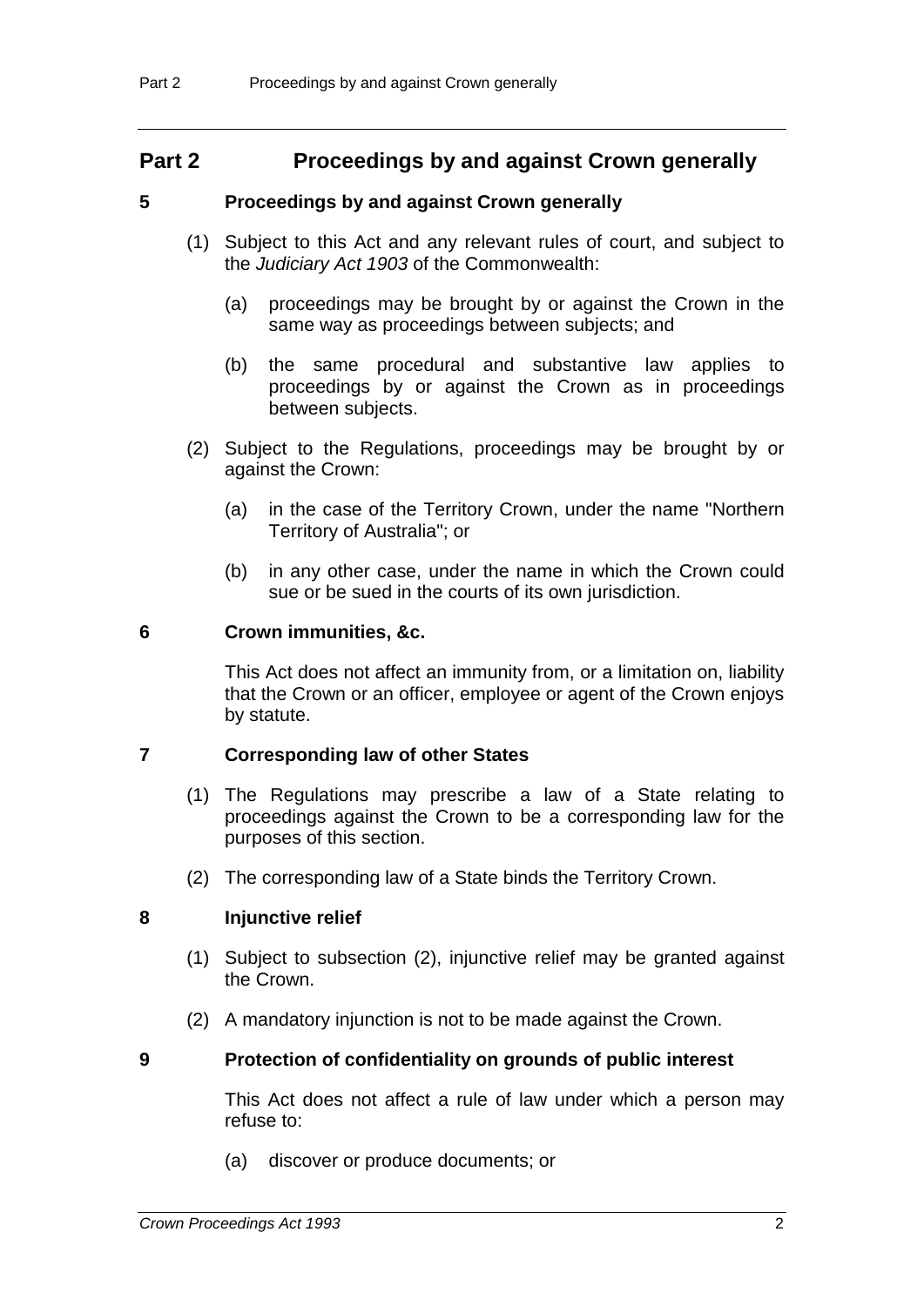# Part 2 Proceedings by and against Crown generally

## 5 Proceedings by and against Crown generally

(1) Subject to this Act and any relevant rules of court, and subject to the *Judiciary Act 1903* of the Commonwealth:

- (a) proceedings may be brought by or against the Crown in the same way as proceedings between subjects; and
- (b) the same procedural and substantive law applies to proceedings by or against the Crown as in proceedings between subjects.

(2) Subject to the Regulations, proceedings may be brought by or against the Crown:

- (a) in the case of the Territory Crown, under the name "Northern Territory of Australia"; or
- (b) in any other case, under the name in which the Crown could sue or be sued in the courts of its own jurisdiction.

## 6 Crown immunities, &c.

This Act does not affect an immunity from, or a limitation on, liability that the Crown or an officer, employee or agent of the Crown enjoys by statute.

## 7 Corresponding law of other States

(1) The Regulations may prescribe a law of a State relating to proceedings against the Crown to be a corresponding law for the purposes of this section.

(2) The corresponding law of a State binds the Territory Crown.

## 8 Injunctive relief

(1) Subject to subsection (2), injunctive relief may be granted against the Crown.

(2) A mandatory injunction is not to be made against the Crown.

## 9 Protection of confidentiality on grounds of public interest

This Act does not affect a rule of law under which a person may refuse to:

- (a) discover or produce documents; or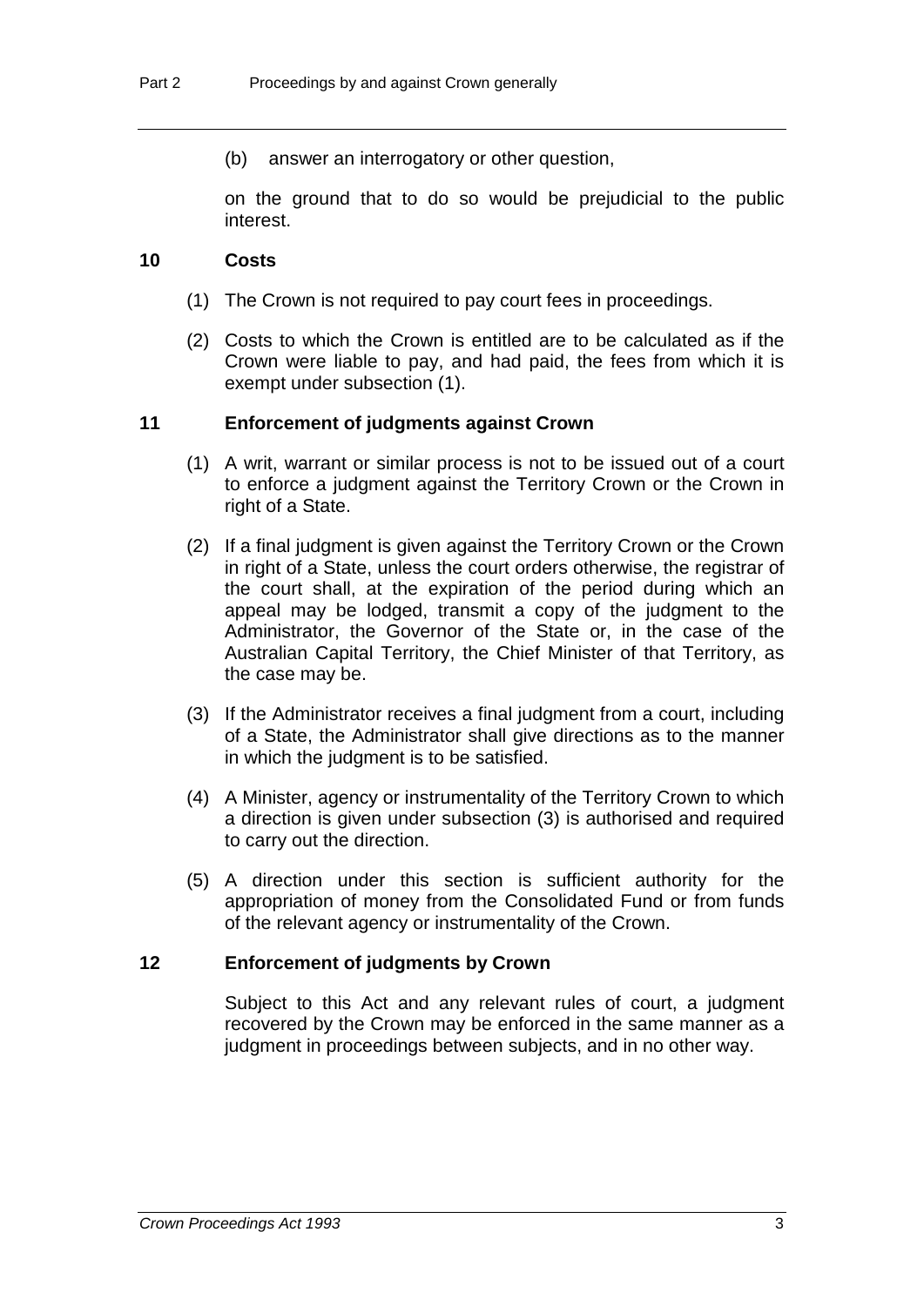(b) answer an interrogatory or other question,

on the ground that to do so would be prejudicial to the public interest.

## 10 Costs

(1) The Crown is not required to pay court fees in proceedings.

(2) Costs to which the Crown is entitled are to be calculated as if the Crown were liable to pay, and had paid, the fees from which it is exempt under subsection (1).

## 11 Enforcement of judgments against Crown

(1) A writ, warrant or similar process is not to be issued out of a court to enforce a judgment against the Territory Crown or the Crown in right of a State.

(2) If a final judgment is given against the Territory Crown or the Crown in right of a State, unless the court orders otherwise, the registrar of the court shall, at the expiration of the period during which an appeal may be lodged, transmit a copy of the judgment to the Administrator, the Governor of the State or, in the case of the Australian Capital Territory, the Chief Minister of that Territory, as the case may be.

(3) If the Administrator receives a final judgment from a court, including of a State, the Administrator shall give directions as to the manner in which the judgment is to be satisfied.

(4) A Minister, agency or instrumentality of the Territory Crown to which a direction is given under subsection (3) is authorised and required to carry out the direction.

(5) A direction under this section is sufficient authority for the appropriation of money from the Consolidated Fund or from funds of the relevant agency or instrumentality of the Crown.

## 12 Enforcement of judgments by Crown

Subject to this Act and any relevant rules of court, a judgment recovered by the Crown may be enforced in the same manner as a judgment in proceedings between subjects, and in no other way.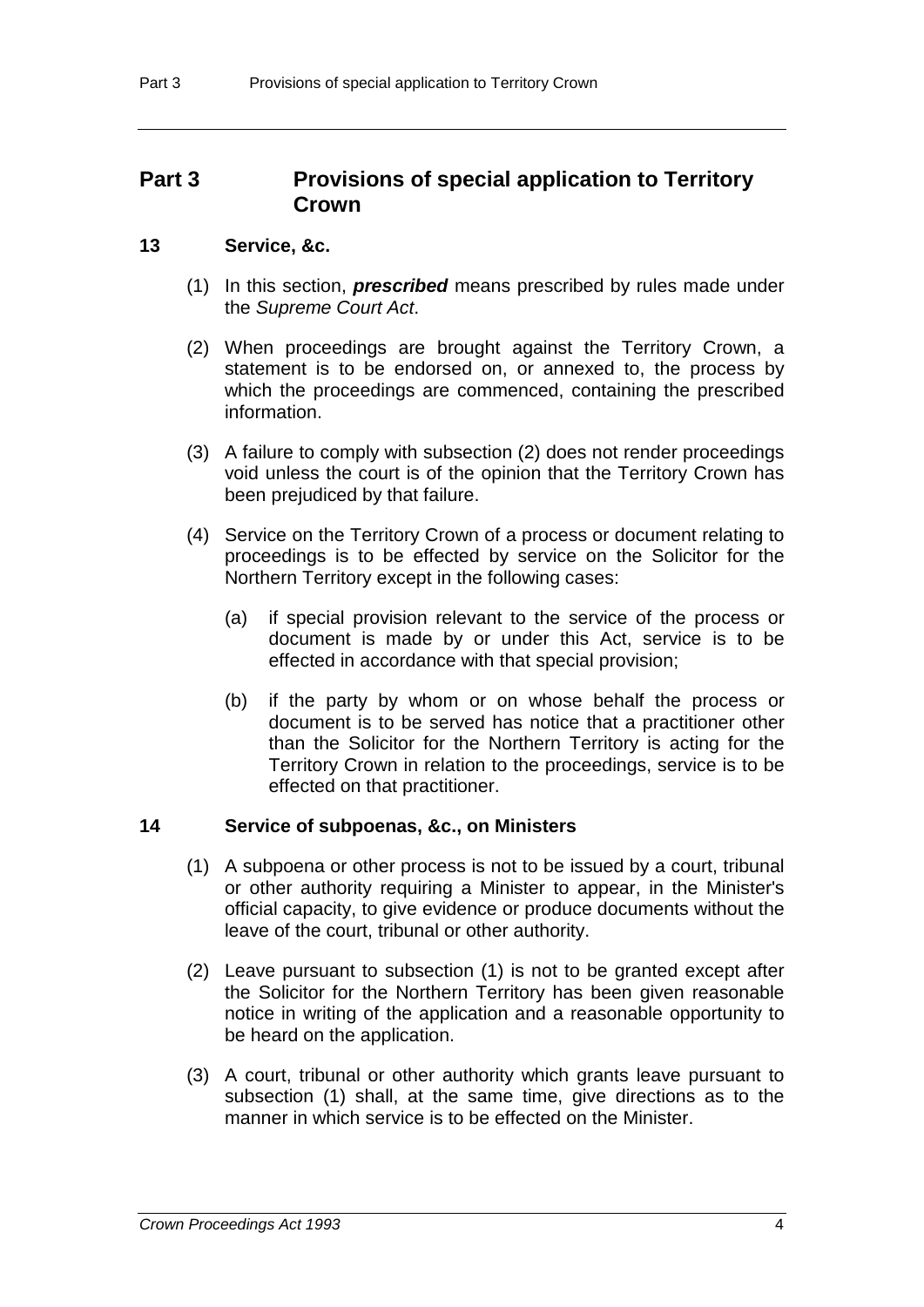# Part 3 Provisions of special application to Territory Crown

## 13 Service, &c.

(1) In this section, ***prescribed*** means prescribed by rules made under the *Supreme Court Act*.

(2) When proceedings are brought against the Territory Crown, a statement is to be endorsed on, or annexed to, the process by which the proceedings are commenced, containing the prescribed information.

(3) A failure to comply with subsection (2) does not render proceedings void unless the court is of the opinion that the Territory Crown has been prejudiced by that failure.

(4) Service on the Territory Crown of a process or document relating to proceedings is to be effected by service on the Solicitor for the Northern Territory except in the following cases:

- (a) if special provision relevant to the service of the process or document is made by or under this Act, service is to be effected in accordance with that special provision;
- (b) if the party by whom or on whose behalf the process or document is to be served has notice that a practitioner other than the Solicitor for the Northern Territory is acting for the Territory Crown in relation to the proceedings, service is to be effected on that practitioner.

## 14 Service of subpoenas, &c., on Ministers

(1) A subpoena or other process is not to be issued by a court, tribunal or other authority requiring a Minister to appear, in the Minister's official capacity, to give evidence or produce documents without the leave of the court, tribunal or other authority.

(2) Leave pursuant to subsection (1) is not to be granted except after the Solicitor for the Northern Territory has been given reasonable notice in writing of the application and a reasonable opportunity to be heard on the application.

(3) A court, tribunal or other authority which grants leave pursuant to subsection (1) shall, at the same time, give directions as to the manner in which service is to be effected on the Minister.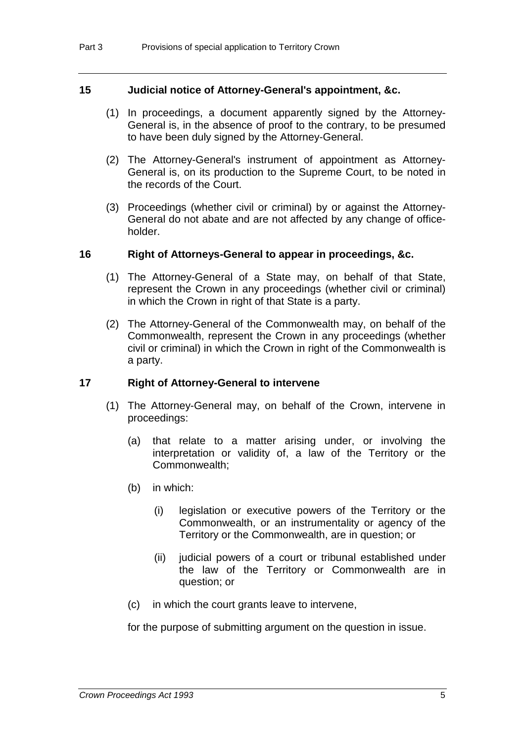### 15 Judicial notice of Attorney-General's appointment, &c.

(1) In proceedings, a document apparently signed by the Attorney-General is, in the absence of proof to the contrary, to be presumed to have been duly signed by the Attorney-General.

(2) The Attorney-General's instrument of appointment as Attorney-General is, on its production to the Supreme Court, to be noted in the records of the Court.

(3) Proceedings (whether civil or criminal) by or against the Attorney-General do not abate and are not affected by any change of office-holder.

### 16 Right of Attorneys-General to appear in proceedings, &c.

(1) The Attorney-General of a State may, on behalf of that State, represent the Crown in any proceedings (whether civil or criminal) in which the Crown in right of that State is a party.

(2) The Attorney-General of the Commonwealth may, on behalf of the Commonwealth, represent the Crown in any proceedings (whether civil or criminal) in which the Crown in right of the Commonwealth is a party.

### 17 Right of Attorney-General to intervene

(1) The Attorney-General may, on behalf of the Crown, intervene in proceedings:

(a) that relate to a matter arising under, or involving the interpretation or validity of, a law of the Territory or the Commonwealth;

(b) in which:

(i) legislation or executive powers of the Territory or the Commonwealth, or an instrumentality or agency of the Territory or the Commonwealth, are in question; or

(ii) judicial powers of a court or tribunal established under the law of the Territory or Commonwealth are in question; or

(c) in which the court grants leave to intervene,

for the purpose of submitting argument on the question in issue.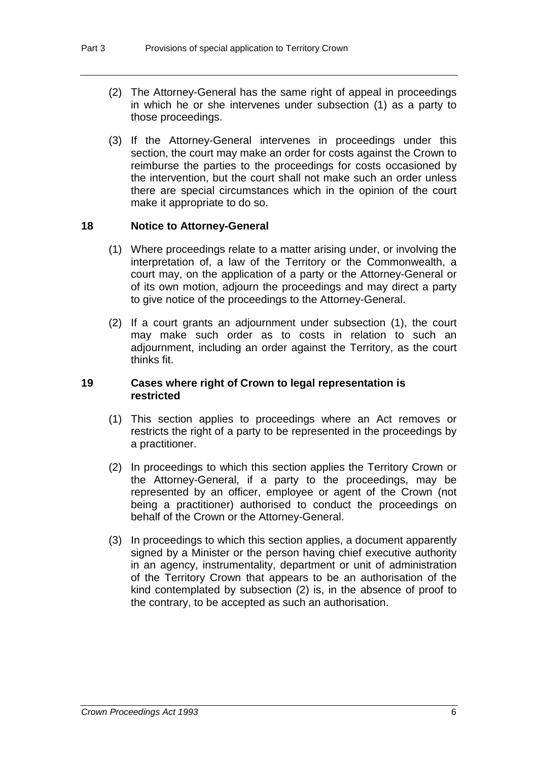(2) The Attorney-General has the same right of appeal in proceedings in which he or she intervenes under subsection (1) as a party to those proceedings.

(3) If the Attorney-General intervenes in proceedings under this section, the court may make an order for costs against the Crown to reimburse the parties to the proceedings for costs occasioned by the intervention, but the court shall not make such an order unless there are special circumstances which in the opinion of the court make it appropriate to do so.

### 18 Notice to Attorney-General

(1) Where proceedings relate to a matter arising under, or involving the interpretation of, a law of the Territory or the Commonwealth, a court may, on the application of a party or the Attorney-General or of its own motion, adjourn the proceedings and may direct a party to give notice of the proceedings to the Attorney-General.

(2) If a court grants an adjournment under subsection (1), the court may make such order as to costs in relation to such an adjournment, including an order against the Territory, as the court thinks fit.

### 19 Cases where right of Crown to legal representation is restricted

(1) This section applies to proceedings where an Act removes or restricts the right of a party to be represented in the proceedings by a practitioner.

(2) In proceedings to which this section applies the Territory Crown or the Attorney-General, if a party to the proceedings, may be represented by an officer, employee or agent of the Crown (not being a practitioner) authorised to conduct the proceedings on behalf of the Crown or the Attorney-General.

(3) In proceedings to which this section applies, a document apparently signed by a Minister or the person having chief executive authority in an agency, instrumentality, department or unit of administration of the Territory Crown that appears to be an authorisation of the kind contemplated by subsection (2) is, in the absence of proof to the contrary, to be accepted as such an authorisation.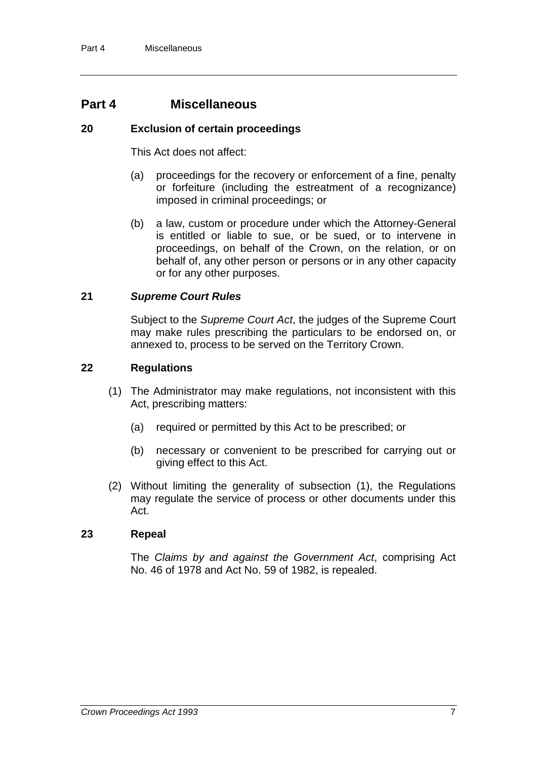# Part 4 Miscellaneous

### 20 Exclusion of certain proceedings

This Act does not affect:

(a) proceedings for the recovery or enforcement of a fine, penalty or forfeiture (including the estreatment of a recognizance) imposed in criminal proceedings; or

(b) a law, custom or procedure under which the Attorney-General is entitled or liable to sue, or be sued, or to intervene in proceedings, on behalf of the Crown, on the relation, or on behalf of, any other person or persons or in any other capacity or for any other purposes.

### 21 *Supreme Court Rules*

Subject to the *Supreme Court Act*, the judges of the Supreme Court may make rules prescribing the particulars to be endorsed on, or annexed to, process to be served on the Territory Crown.

### 22 Regulations

(1) The Administrator may make regulations, not inconsistent with this Act, prescribing matters:

(a) required or permitted by this Act to be prescribed; or

(b) necessary or convenient to be prescribed for carrying out or giving effect to this Act.

(2) Without limiting the generality of subsection (1), the Regulations may regulate the service of process or other documents under this Act.

### 23 Repeal

The *Claims by and against the Government Act*, comprising Act No. 46 of 1978 and Act No. 59 of 1982, is repealed.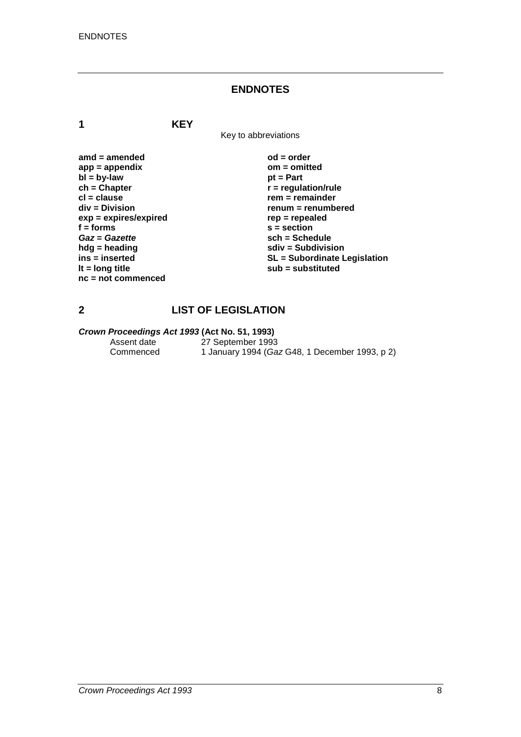# ENDNOTES

## 1 KEY

Key to abbreviations

| | |
|---|---|
| **amd = amended** | **od = order** |
| **app = appendix** | **om = omitted** |
| **bl = by-law** | **pt = Part** |
| **ch = Chapter** | **r = regulation/rule** |
| **cl = clause** | **rem = remainder** |
| **div = Division** | **renum = renumbered** |
| **exp = expires/expired** | **rep = repealed** |
| **f = forms** | **s = section** |
| ***Gaz* = *Gazette*** | **sch = Schedule** |
| **hdg = heading** | **sdiv = Subdivision** |
| **ins = inserted** | **SL = Subordinate Legislation** |
| **lt = long title** | **sub = substituted** |
| **nc = not commenced** | |

## 2 LIST OF LEGISLATION

***Crown Proceedings Act 1993* (Act No. 51, 1993)**

| | |
|---|---|
| Assent date | 27 September 1993 |
| Commenced | 1 January 1994 (*Gaz* G48, 1 December 1993, p 2) |